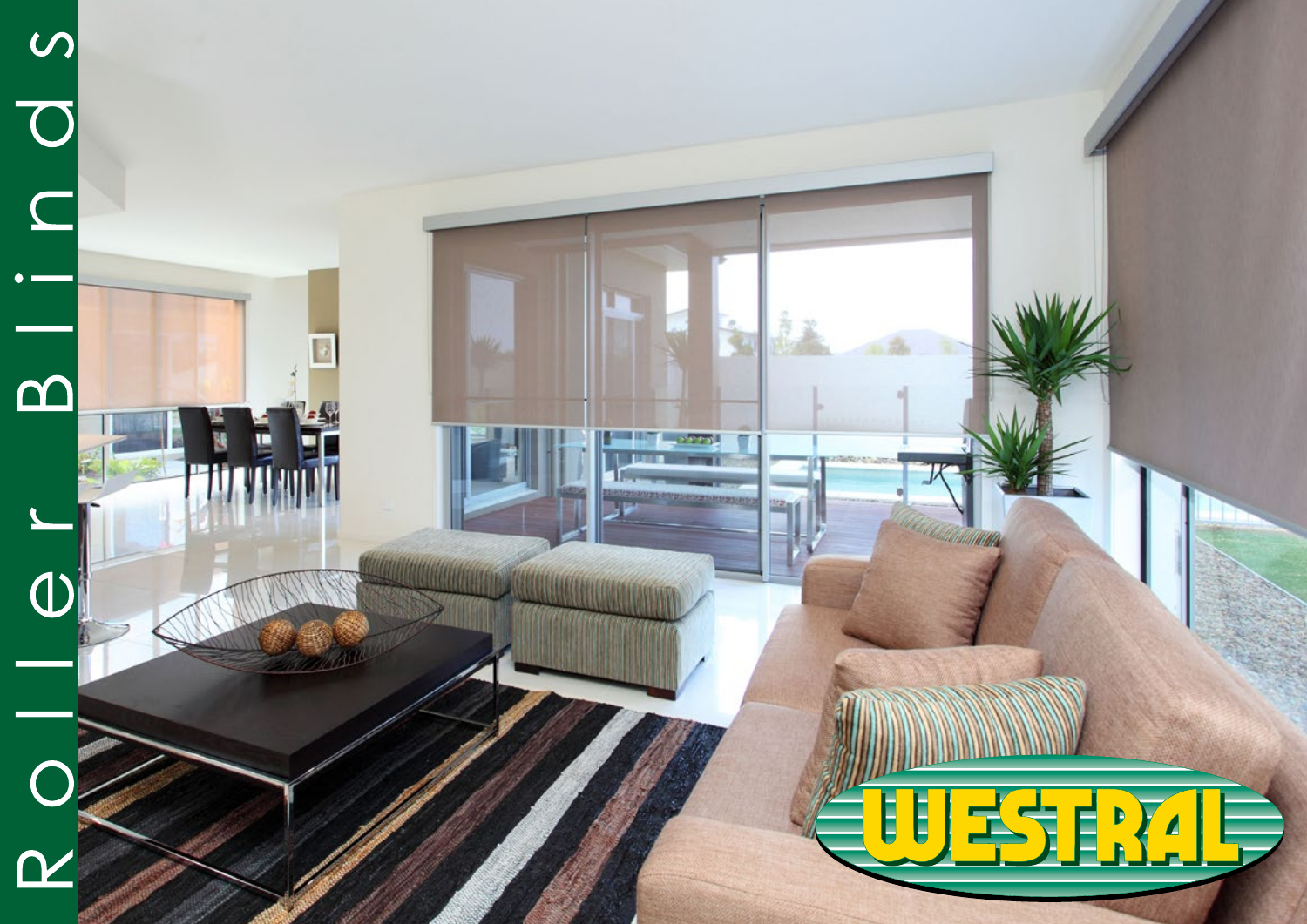# Roller Blinds

WESTRAL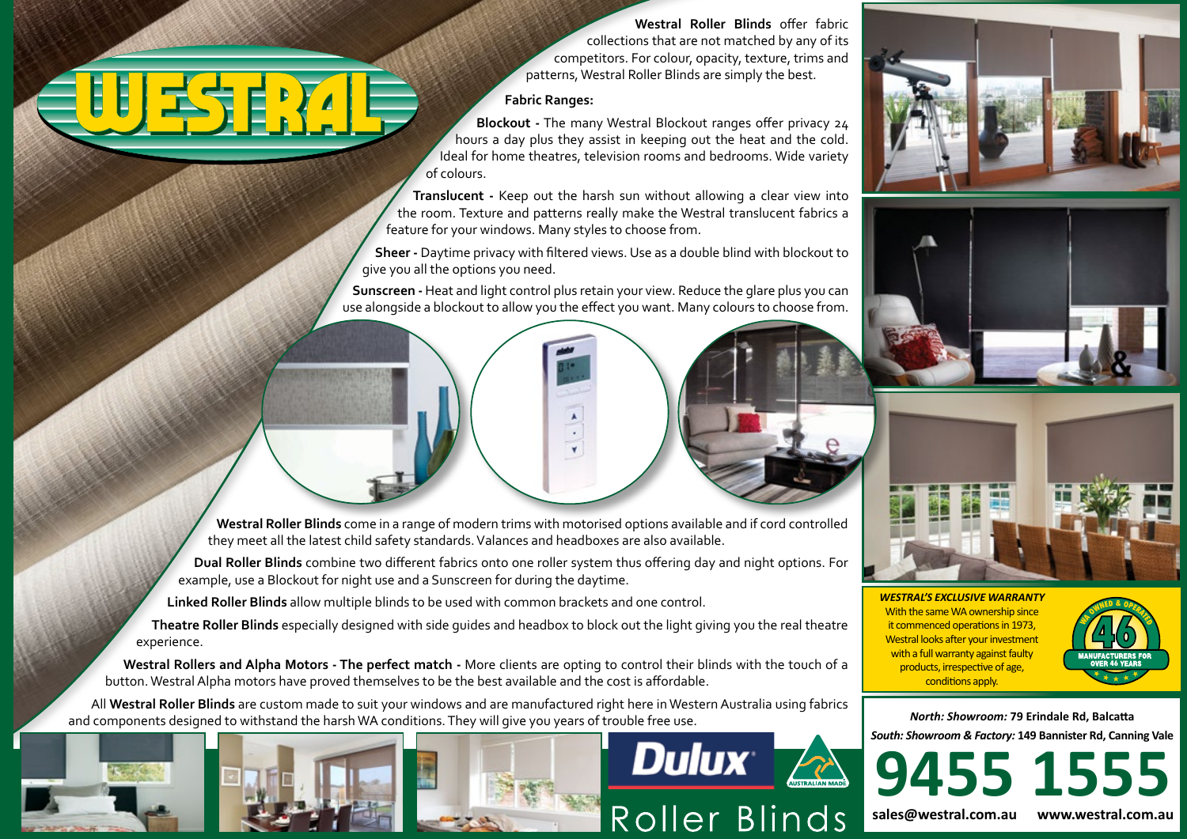# WESTRAL

**Westral Roller Blinds** offer fabric collections that are not matched by any of its competitors. For colour, opacity, texture, trims and patterns, Westral Roller Blinds are simply the best.

**Fabric Ranges:**

**Blockout -** The many Westral Blockout ranges offer privacy 24 hours a day plus they assist in keeping out the heat and the cold. Ideal for home theatres, television rooms and bedrooms. Wide variety of colours.

**Translucent -** Keep out the harsh sun without allowing a clear view into the room. Texture and patterns really make the Westral translucent fabrics a feature for your windows. Many styles to choose from.

**Sheer -** Daytime privacy with filtered views. Use as a double blind with blockout to give you all the options you need.

**Sunscreen -** Heat and light control plus retain your view. Reduce the glare plus you can use alongside a blockout to allow you the effect you want. Many colours to choose from.

**Westral Roller Blinds** come in a range of modern trims with motorised options available and if cord controlled they meet all the latest child safety standards. Valances and headboxes are also available.

**Dual Roller Blinds** combine two different fabrics onto one roller system thus offering day and night options. For example, use a Blockout for night use and a Sunscreen for during the daytime.

**Linked Roller Blinds** allow multiple blinds to be used with common brackets and one control.

**Theatre Roller Blinds** especially designed with side guides and headbox to block out the light giving you the real theatre experience.

**Westral Rollers and Alpha Motors - The perfect match -** More clients are opting to control their blinds with the touch of a button. Westral Alpha motors have proved themselves to be the best available and the cost is affordable.

All **Westral Roller Blinds** are custom made to suit your windows and are manufactured right here in Western Australia using fabrics and components designed to withstand the harsh WA conditions. They will give you years of trouble free use.

Dulux

AUSTRALIAN MADE

Roller Blinds

***WESTRAL'S EXCLUSIVE WARRANTY***

With the same WA ownership since it commenced operations in 1973, Westral looks after your investment with a full warranty against faulty products, irrespective of age, conditions apply.

WA OWNED & OPERATED
46
MANUFACTURERS FOR OVER 46 YEARS

*North: Showroom:* **79 Erindale Rd, Balcatta**

*South: Showroom & Factory:* **149 Bannister Rd, Canning Vale**

# 9455 1555

**sales@westral.com.au** **www.westral.com.au**